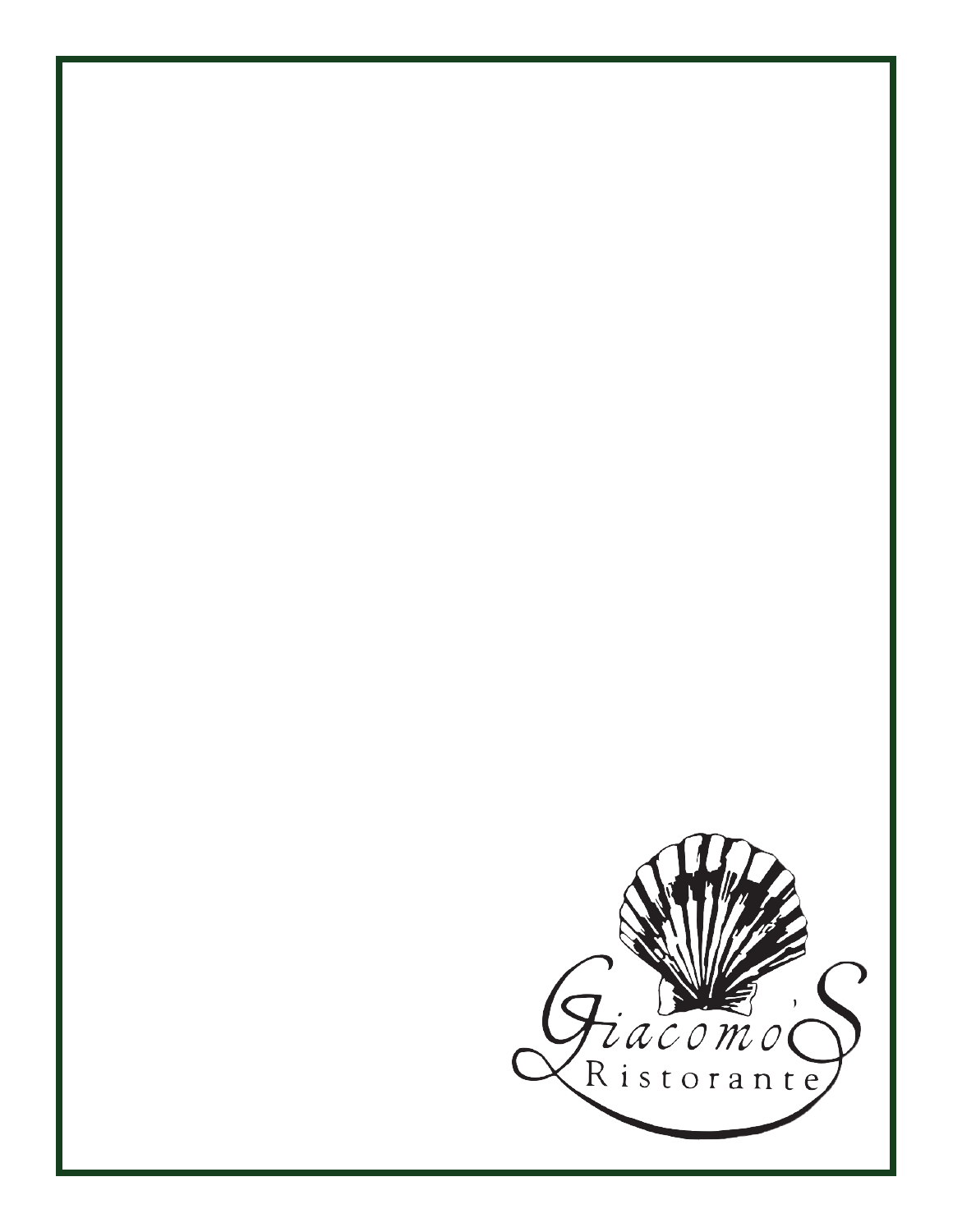Giacomo's

Ristorante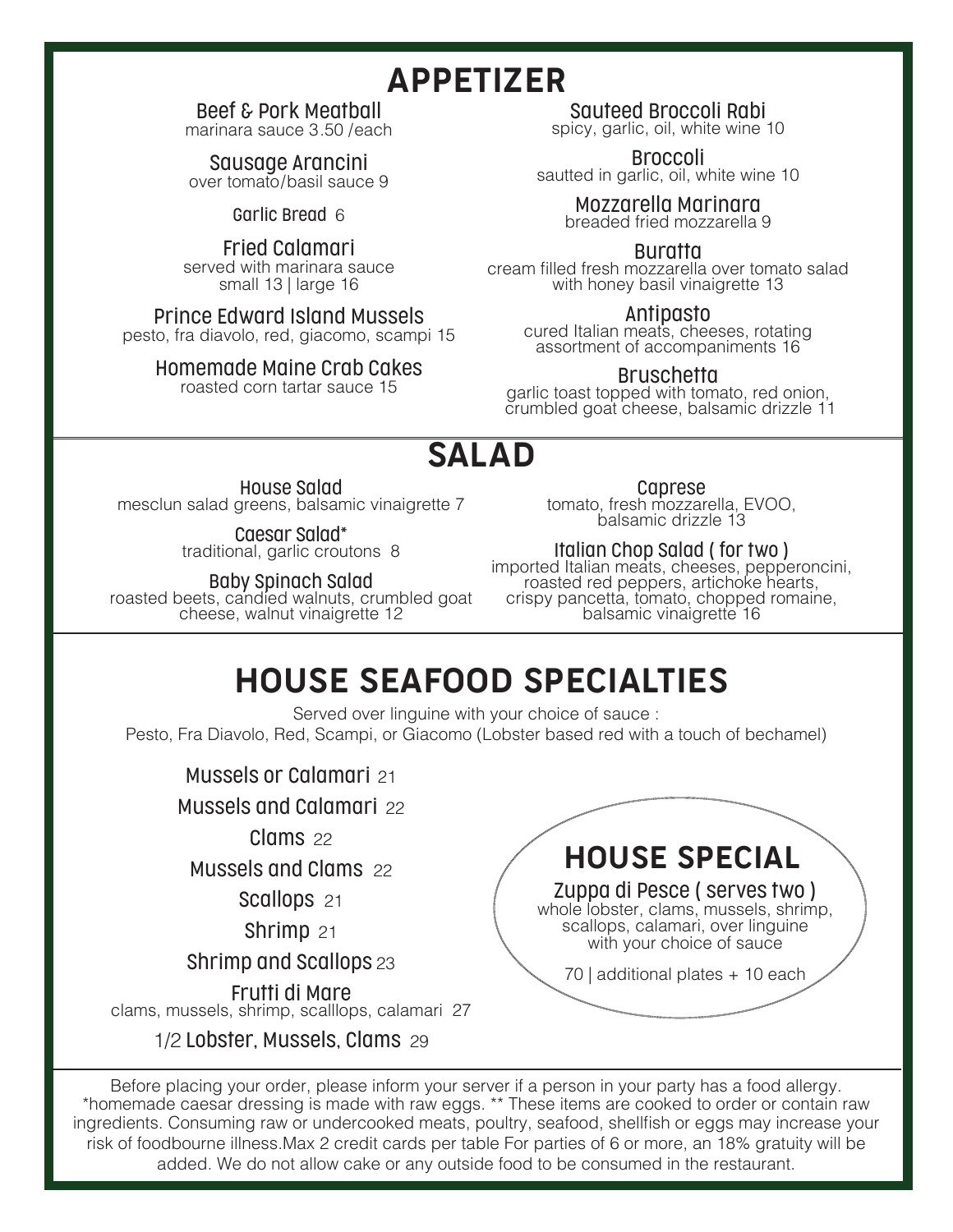# APPETIZER

**Beef & Pork Meatball**
marinara sauce 3.50 /each

**Sausage Arancini**
over tomato/basil sauce 9

**Garlic Bread** 6

**Fried Calamari**
served with marinara sauce
small 13 | large 16

**Prince Edward Island Mussels**
pesto, fra diavolo, red, giacomo, scampi 15

**Homemade Maine Crab Cakes**
roasted corn tartar sauce 15

**Sauteed Broccoli Rabi**
spicy, garlic, oil, white wine 10

**Broccoli**
sautted in garlic, oil, white wine 10

**Mozzarella Marinara**
breaded fried mozzarella 9

**Buratta**
cream filled fresh mozzarella over tomato salad with honey basil vinaigrette 13

**Antipasto**
cured Italian meats, cheeses, rotating assortment of accompaniments 16

**Bruschetta**
garlic toast topped with tomato, red onion, crumbled goat cheese, balsamic drizzle 11

# SALAD

**House Salad**
mesclun salad greens, balsamic vinaigrette 7

**Caesar Salad***
traditional, garlic croutons 8

**Baby Spinach Salad**
roasted beets, candied walnuts, crumbled goat cheese, walnut vinaigrette 12

**Caprese**
tomato, fresh mozzarella, EVOO, balsamic drizzle 13

**Italian Chop Salad ( for two )**
imported Italian meats, cheeses, pepperoncini, roasted red peppers, artichoke hearts, crispy pancetta, tomato, chopped romaine, balsamic vinaigrette 16

# HOUSE SEAFOOD SPECIALTIES

Served over linguine with your choice of sauce :
Pesto, Fra Diavolo, Red, Scampi, or Giacomo (Lobster based red with a touch of bechamel)

**Mussels or Calamari** 21

**Mussels and Calamari** 22

**Clams** 22

**Mussels and Clams** 22

**Scallops** 21

**Shrimp** 21

**Shrimp and Scallops** 23

**Frutti di Mare**
clams, mussels, shrimp, scalllops, calamari 27

1/2 **Lobster, Mussels, Clams** 29

## HOUSE SPECIAL

**Zuppa di Pesce ( serves two )**
whole lobster, clams, mussels, shrimp, scallops, calamari, over linguine with your choice of sauce

70 | additional plates + 10 each

Before placing your order, please inform your server if a person in your party has a food allergy. *homemade caesar dressing is made with raw eggs. ** These items are cooked to order or contain raw ingredients. Consuming raw or undercooked meats, poultry, seafood, shellfish or eggs may increase your risk of foodbourne illness.Max 2 credit cards per table For parties of 6 or more, an 18% gratuity will be added. We do not allow cake or any outside food to be consumed in the restaurant.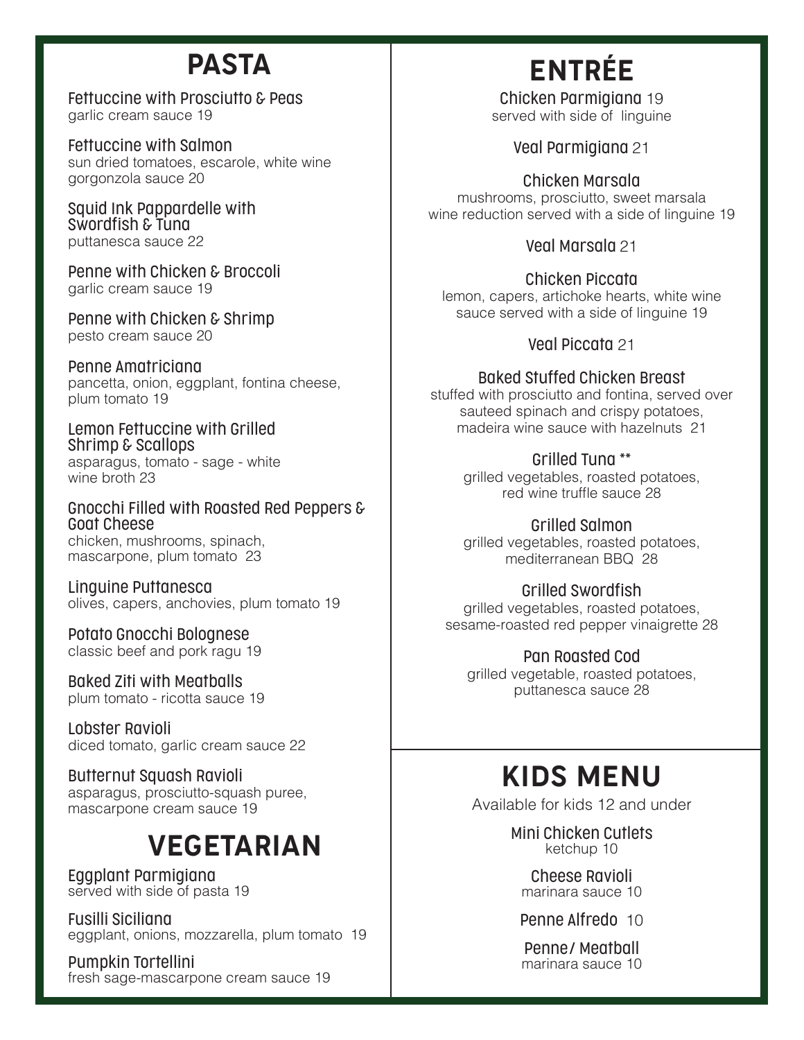## PASTA

Fettuccine with Prosciutto & Peas
garlic cream sauce 19

Fettuccine with Salmon
sun dried tomatoes, escarole, white wine gorgonzola sauce 20

Squid Ink Pappardelle with Swordfish & Tuna
puttanesca sauce 22

Penne with Chicken & Broccoli
garlic cream sauce 19

Penne with Chicken & Shrimp
pesto cream sauce 20

Penne Amatriciana
pancetta, onion, eggplant, fontina cheese, plum tomato 19

Lemon Fettuccine with Grilled Shrimp & Scallops
asparagus, tomato - sage - white wine broth 23

Gnocchi Filled with Roasted Red Peppers & Goat Cheese
chicken, mushrooms, spinach, mascarpone, plum tomato 23

Linguine Puttanesca
olives, capers, anchovies, plum tomato 19

Potato Gnocchi Bolognese
classic beef and pork ragu 19

Baked Ziti with Meatballs
plum tomato - ricotta sauce 19

Lobster Ravioli
diced tomato, garlic cream sauce 22

Butternut Squash Ravioli
asparagus, prosciutto-squash puree, mascarpone cream sauce 19

## VEGETARIAN

Eggplant Parmigiana
served with side of pasta 19

Fusilli Siciliana
eggplant, onions, mozzarella, plum tomato 19

Pumpkin Tortellini
fresh sage-mascarpone cream sauce 19

## ENTRÉE

Chicken Parmigiana 19
served with side of linguine

Veal Parmigiana 21

Chicken Marsala
mushrooms, prosciutto, sweet marsala wine reduction served with a side of linguine 19

Veal Marsala 21

Chicken Piccata
lemon, capers, artichoke hearts, white wine sauce served with a side of linguine 19

Veal Piccata 21

Baked Stuffed Chicken Breast
stuffed with prosciutto and fontina, served over sauteed spinach and crispy potatoes, madeira wine sauce with hazelnuts 21

Grilled Tuna **
grilled vegetables, roasted potatoes, red wine truffle sauce 28

Grilled Salmon
grilled vegetables, roasted potatoes, mediterranean BBQ 28

Grilled Swordfish
grilled vegetables, roasted potatoes, sesame-roasted red pepper vinaigrette 28

Pan Roasted Cod
grilled vegetable, roasted potatoes, puttanesca sauce 28

## KIDS MENU

Available for kids 12 and under

Mini Chicken Cutlets
ketchup 10

Cheese Ravioli
marinara sauce 10

Penne Alfredo 10

Penne/ Meatball
marinara sauce 10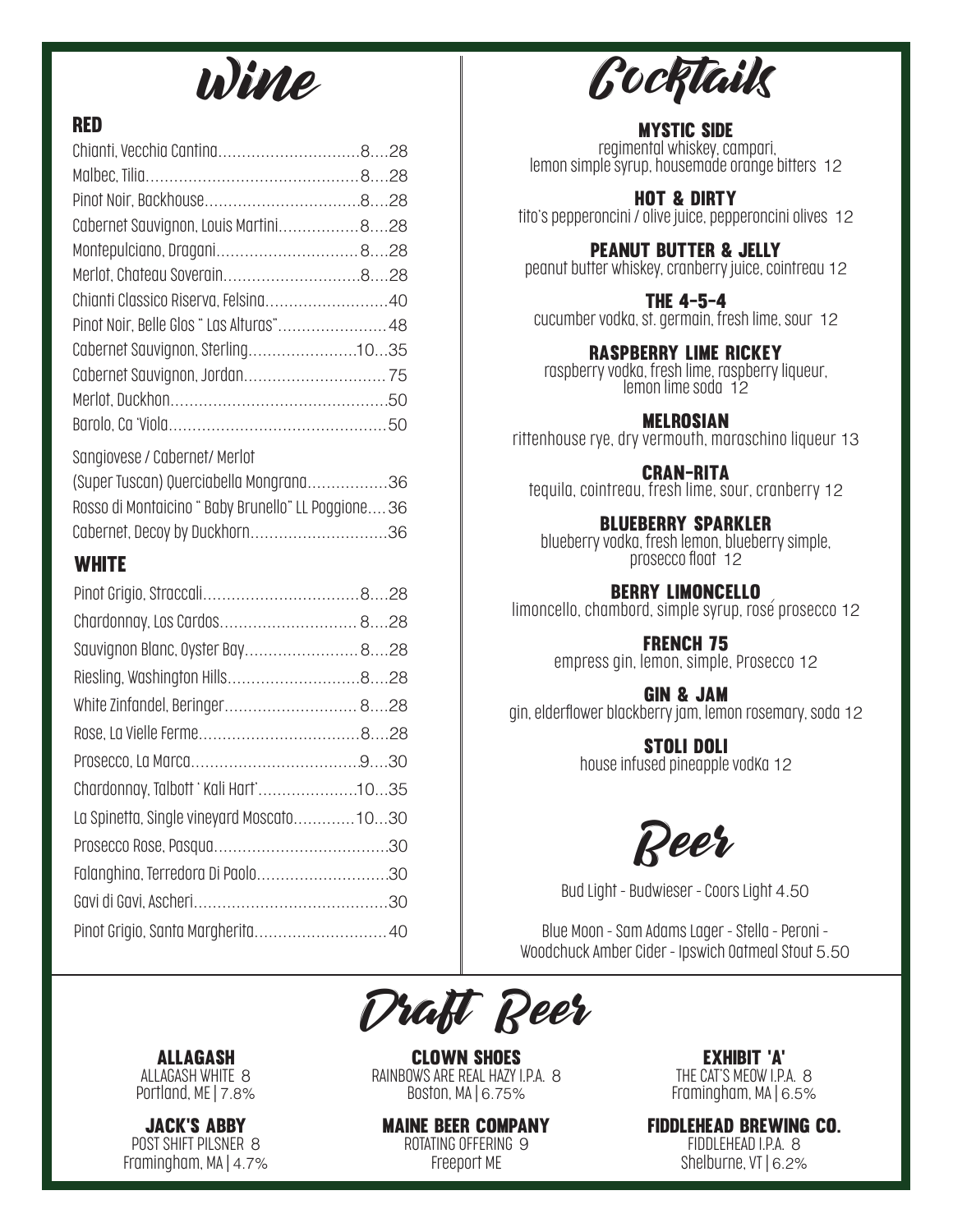# Wine

## RED

Chianti, Vecchia Cantina....8....28
Malbec, Tilia....8....28
Pinot Noir, Backhouse....8....28
Cabernet Sauvignon, Louis Martini....8....28
Montepulciano, Dragani....8....28
Merlot, Chateau Soverain....8....28
Chianti Classico Riserva, Felsina....40
Pinot Noir, Belle Glos " Las Alturas"....48
Cabernet Sauvignon, Sterling....10...35
Cabernet Sauvignon, Jordan....75
Merlot, Duckhon....50
Barolo, Ca 'Viola....50

Sangiovese / Cabernet/ Merlot
(Super Tuscan) Querciabella Mongrana....36
Rosso di Montalcino " Baby Brunello" LL Poggione....36
Cabernet, Decoy by Duckhorn....36

## WHITE

Pinot Grigio, Straccali....8....28
Chardonnay, Los Cardos....8....28
Sauvignon Blanc, Oyster Bay....8....28
Riesling, Washington Hills....8....28
White Zinfandel, Beringer....8....28
Rose, La Vielle Ferme....8....28
Prosecco, La Marca....9....30
Chardonnay, Talbott ' Kali Hart'....10...35
La Spinetta, Single vineyard Moscato....10...30
Prosecco Rose, Pasqua....30
Falanghina, Terredora Di Paolo....30
Gavi di Gavi, Ascheri....30
Pinot Grigio, Santa Margherita....40

# Cocktails

**MYSTIC SIDE**
regimental whiskey, campari, lemon simple syrup, housemade orange bitters 12

**HOT & DIRTY**
tito's pepperoncini / olive juice, pepperoncini olives 12

**PEANUT BUTTER & JELLY**
peanut butter whiskey, cranberry juice, cointreau 12

**THE 4-5-4**
cucumber vodka, st. germain, fresh lime, sour 12

**RASPBERRY LIME RICKEY**
raspberry vodka, fresh lime, raspberry liqueur, lemon lime soda 12

**MELROSIAN**
rittenhouse rye, dry vermouth, maraschino liqueur 13

**CRAN-RITA**
tequila, cointreau, fresh lime, sour, cranberry 12

**BLUEBERRY SPARKLER**
blueberry vodka, fresh lemon, blueberry simple, prosecco float 12

**BERRY LIMONCELLO**
limoncello, chambord, simple syrup, rosé prosecco 12

**FRENCH 75**
empress gin, lemon, simple, Prosecco 12

**GIN & JAM**
gin, elderflower blackberry jam, lemon rosemary, soda 12

**STOLI DOLI**
house infused pineapple vodKa 12

# Beer

Bud Light - Budwieser - Coors Light 4.50

Blue Moon - Sam Adams Lager - Stella - Peroni - Woodchuck Amber Cider - Ipswich Oatmeal Stout 5.50

# Draft Beer

**ALLAGASH**
ALLAGASH WHITE 8
Portland, ME | 7.8%

**JACK'S ABBY**
POST SHIFT PILSNER 8
Framingham, MA | 4.7%

**CLOWN SHOES**
RAINBOWS ARE REAL HAZY I.P.A. 8
Boston, MA | 6.75%

**MAINE BEER COMPANY**
ROTATING OFFERING 9
Freeport ME

**EXHIBIT 'A'**
THE CAT'S MEOW I.P.A. 8
Framingham, MA | 6.5%

**FIDDLEHEAD BREWING CO.**
FIDDLEHEAD I.P.A. 8
Shelburne, VT | 6.2%